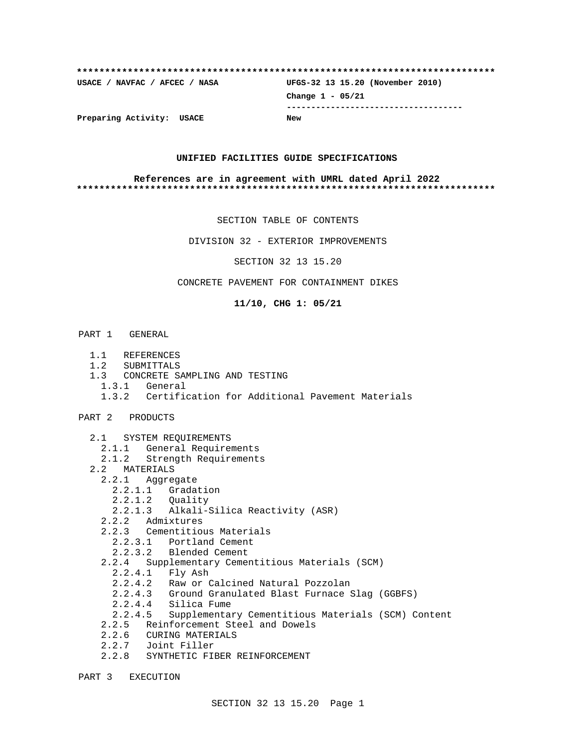**************************************************************************

**USACE / NAVFAC / AFCEC / NASA** **UFGS-32 13 15.20 (November 2010)**

**Change 1 - 05/21**

-----------------------------------

**Preparing Activity: USACE** **New**

**UNIFIED FACILITIES GUIDE SPECIFICATIONS**

**References are in agreement with UMRL dated April 2022**

**************************************************************************

SECTION TABLE OF CONTENTS

DIVISION 32 - EXTERIOR IMPROVEMENTS

SECTION 32 13 15.20

CONCRETE PAVEMENT FOR CONTAINMENT DIKES

**11/10, CHG 1: 05/21**

PART 1 GENERAL

- 1.1 REFERENCES
- 1.2 SUBMITTALS
- 1.3 CONCRETE SAMPLING AND TESTING
  - 1.3.1 General
  - 1.3.2 Certification for Additional Pavement Materials

PART 2 PRODUCTS

- 2.1 SYSTEM REQUIREMENTS
  - 2.1.1 General Requirements
  - 2.1.2 Strength Requirements
- 2.2 MATERIALS
  - 2.2.1 Aggregate
    - 2.2.1.1 Gradation
    - 2.2.1.2 Quality
    - 2.2.1.3 Alkali-Silica Reactivity (ASR)
  - 2.2.2 Admixtures
  - 2.2.3 Cementitious Materials
    - 2.2.3.1 Portland Cement
    - 2.2.3.2 Blended Cement
  - 2.2.4 Supplementary Cementitious Materials (SCM)
    - 2.2.4.1 Fly Ash
    - 2.2.4.2 Raw or Calcined Natural Pozzolan
    - 2.2.4.3 Ground Granulated Blast Furnace Slag (GGBFS)
    - 2.2.4.4 Silica Fume
    - 2.2.4.5 Supplementary Cementitious Materials (SCM) Content
  - 2.2.5 Reinforcement Steel and Dowels
  - 2.2.6 CURING MATERIALS
  - 2.2.7 Joint Filler
  - 2.2.8 SYNTHETIC FIBER REINFORCEMENT

PART 3 EXECUTION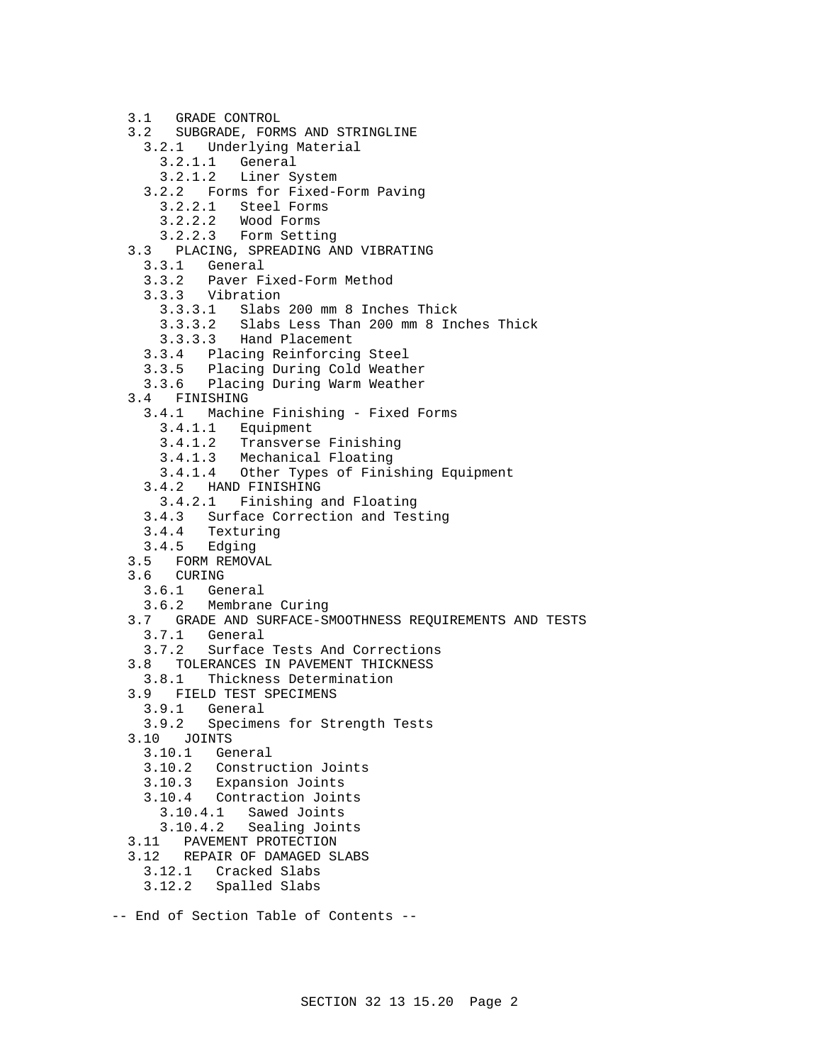- 3.1 GRADE CONTROL
- 3.2 SUBGRADE, FORMS AND STRINGLINE
  - 3.2.1 Underlying Material
    - 3.2.1.1 General
    - 3.2.1.2 Liner System
  - 3.2.2 Forms for Fixed-Form Paving
    - 3.2.2.1 Steel Forms
    - 3.2.2.2 Wood Forms
    - 3.2.2.3 Form Setting
- 3.3 PLACING, SPREADING AND VIBRATING
  - 3.3.1 General
  - 3.3.2 Paver Fixed-Form Method
  - 3.3.3 Vibration
    - 3.3.3.1 Slabs 200 mm 8 Inches Thick
    - 3.3.3.2 Slabs Less Than 200 mm 8 Inches Thick
    - 3.3.3.3 Hand Placement
  - 3.3.4 Placing Reinforcing Steel
  - 3.3.5 Placing During Cold Weather
  - 3.3.6 Placing During Warm Weather
- 3.4 FINISHING
  - 3.4.1 Machine Finishing - Fixed Forms
    - 3.4.1.1 Equipment
    - 3.4.1.2 Transverse Finishing
    - 3.4.1.3 Mechanical Floating
    - 3.4.1.4 Other Types of Finishing Equipment
  - 3.4.2 HAND FINISHING
    - 3.4.2.1 Finishing and Floating
  - 3.4.3 Surface Correction and Testing
  - 3.4.4 Texturing
  - 3.4.5 Edging
- 3.5 FORM REMOVAL
- 3.6 CURING
  - 3.6.1 General
  - 3.6.2 Membrane Curing
- 3.7 GRADE AND SURFACE-SMOOTHNESS REQUIREMENTS AND TESTS
  - 3.7.1 General
  - 3.7.2 Surface Tests And Corrections
- 3.8 TOLERANCES IN PAVEMENT THICKNESS
  - 3.8.1 Thickness Determination
- 3.9 FIELD TEST SPECIMENS
  - 3.9.1 General
  - 3.9.2 Specimens for Strength Tests
- 3.10 JOINTS
  - 3.10.1 General
  - 3.10.2 Construction Joints
  - 3.10.3 Expansion Joints
  - 3.10.4 Contraction Joints
    - 3.10.4.1 Sawed Joints
    - 3.10.4.2 Sealing Joints
- 3.11 PAVEMENT PROTECTION
- 3.12 REPAIR OF DAMAGED SLABS
  - 3.12.1 Cracked Slabs
  - 3.12.2 Spalled Slabs

-- End of Section Table of Contents --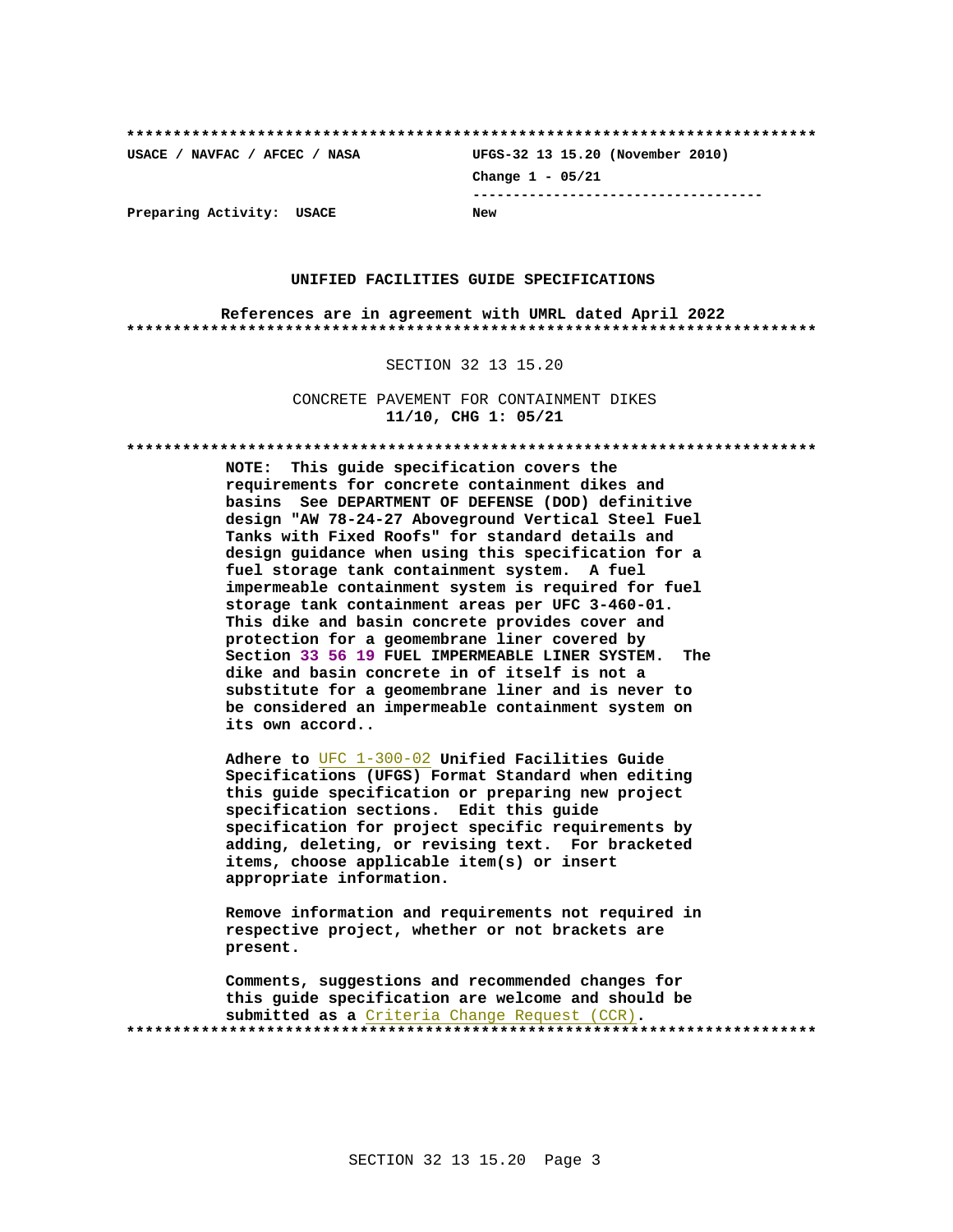**************************************************************************

**USACE / NAVFAC / AFCEC / NASA** **UFGS-32 13 15.20 (November 2010)**

**Change 1 - 05/21**

-----------------------------------

**Preparing Activity: USACE** **New**

**UNIFIED FACILITIES GUIDE SPECIFICATIONS**

**References are in agreement with UMRL dated April 2022**

**************************************************************************

SECTION 32 13 15.20

CONCRETE PAVEMENT FOR CONTAINMENT DIKES
**11/10, CHG 1: 05/21**

**************************************************************************

**NOTE: This guide specification covers the requirements for concrete containment dikes and basins See DEPARTMENT OF DEFENSE (DOD) definitive design "AW 78-24-27 Aboveground Vertical Steel Fuel Tanks with Fixed Roofs" for standard details and design guidance when using this specification for a fuel storage tank containment system. A fuel impermeable containment system is required for fuel storage tank containment areas per UFC 3-460-01. This dike and basin concrete provides cover and protection for a geomembrane liner covered by Section 33 56 19 FUEL IMPERMEABLE LINER SYSTEM. The dike and basin concrete in of itself is not a substitute for a geomembrane liner and is never to be considered an impermeable containment system on its own accord..**

**Adhere to UFC 1-300-02 Unified Facilities Guide Specifications (UFGS) Format Standard when editing this guide specification or preparing new project specification sections. Edit this guide specification for project specific requirements by adding, deleting, or revising text. For bracketed items, choose applicable item(s) or insert appropriate information.**

**Remove information and requirements not required in respective project, whether or not brackets are present.**

**Comments, suggestions and recommended changes for this guide specification are welcome and should be submitted as a Criteria Change Request (CCR).**

**************************************************************************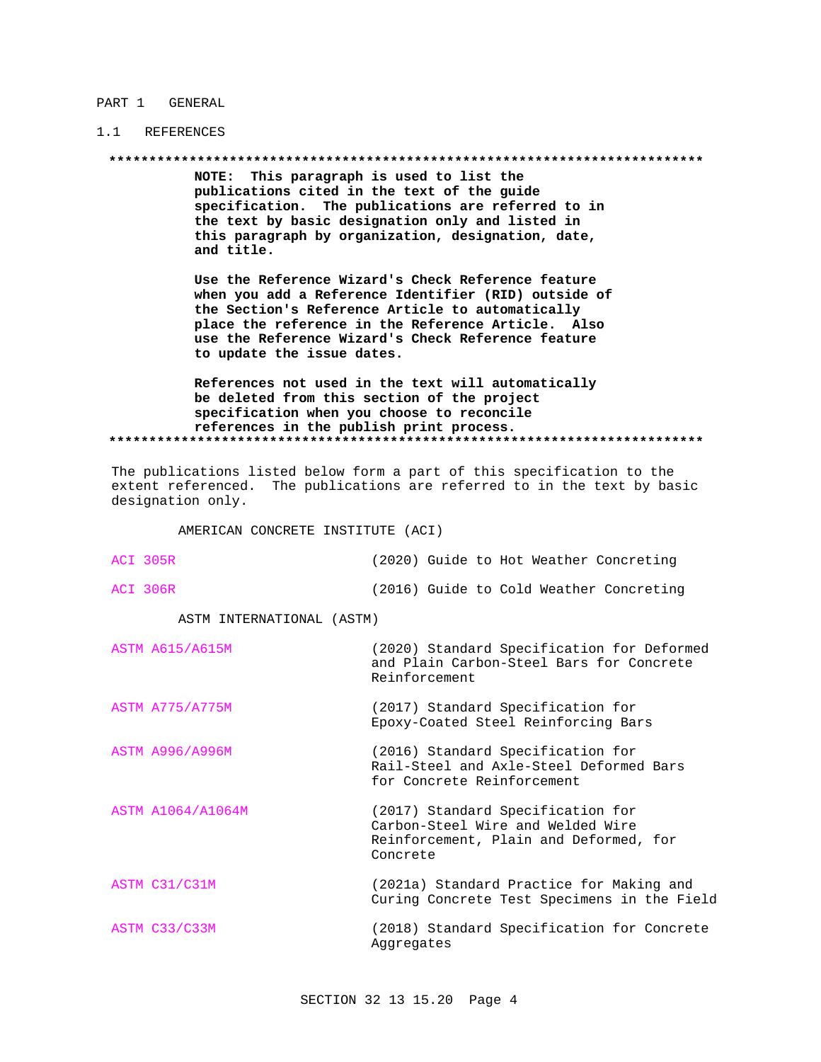## PART 1 GENERAL

### 1.1 REFERENCES

**************************************************************************

**NOTE: This paragraph is used to list the publications cited in the text of the guide specification. The publications are referred to in the text by basic designation only and listed in this paragraph by organization, designation, date, and title.**

**Use the Reference Wizard's Check Reference feature when you add a Reference Identifier (RID) outside of the Section's Reference Article to automatically place the reference in the Reference Article. Also use the Reference Wizard's Check Reference feature to update the issue dates.**

**References not used in the text will automatically be deleted from this section of the project specification when you choose to reconcile references in the publish print process.**

**************************************************************************

The publications listed below form a part of this specification to the extent referenced. The publications are referred to in the text by basic designation only.

AMERICAN CONCRETE INSTITUTE (ACI)

| | |
|---|---|
| ACI 305R | (2020) Guide to Hot Weather Concreting |
| ACI 306R | (2016) Guide to Cold Weather Concreting |

ASTM INTERNATIONAL (ASTM)

| | |
|---|---|
| ASTM A615/A615M | (2020) Standard Specification for Deformed and Plain Carbon-Steel Bars for Concrete Reinforcement |
| ASTM A775/A775M | (2017) Standard Specification for Epoxy-Coated Steel Reinforcing Bars |
| ASTM A996/A996M | (2016) Standard Specification for Rail-Steel and Axle-Steel Deformed Bars for Concrete Reinforcement |
| ASTM A1064/A1064M | (2017) Standard Specification for Carbon-Steel Wire and Welded Wire Reinforcement, Plain and Deformed, for Concrete |
| ASTM C31/C31M | (2021a) Standard Practice for Making and Curing Concrete Test Specimens in the Field |
| ASTM C33/C33M | (2018) Standard Specification for Concrete Aggregates |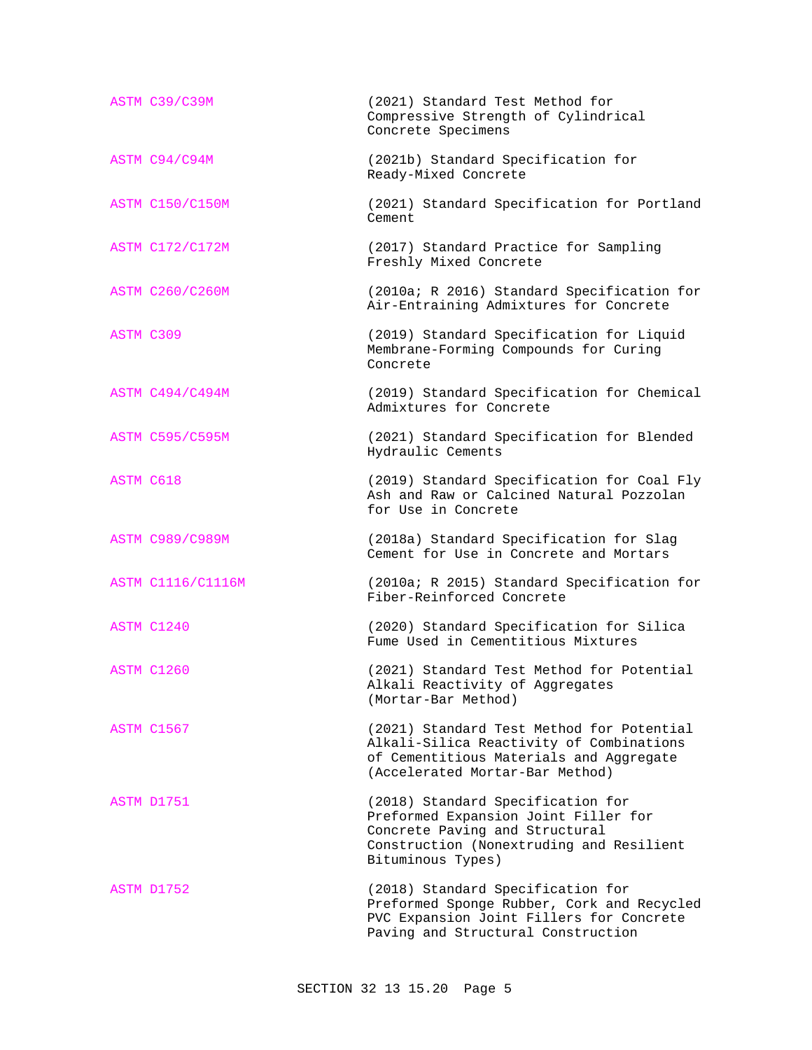| | |
|---|---|
| ASTM C39/C39M | (2021) Standard Test Method for Compressive Strength of Cylindrical Concrete Specimens |
| ASTM C94/C94M | (2021b) Standard Specification for Ready-Mixed Concrete |
| ASTM C150/C150M | (2021) Standard Specification for Portland Cement |
| ASTM C172/C172M | (2017) Standard Practice for Sampling Freshly Mixed Concrete |
| ASTM C260/C260M | (2010a; R 2016) Standard Specification for Air-Entraining Admixtures for Concrete |
| ASTM C309 | (2019) Standard Specification for Liquid Membrane-Forming Compounds for Curing Concrete |
| ASTM C494/C494M | (2019) Standard Specification for Chemical Admixtures for Concrete |
| ASTM C595/C595M | (2021) Standard Specification for Blended Hydraulic Cements |
| ASTM C618 | (2019) Standard Specification for Coal Fly Ash and Raw or Calcined Natural Pozzolan for Use in Concrete |
| ASTM C989/C989M | (2018a) Standard Specification for Slag Cement for Use in Concrete and Mortars |
| ASTM C1116/C1116M | (2010a; R 2015) Standard Specification for Fiber-Reinforced Concrete |
| ASTM C1240 | (2020) Standard Specification for Silica Fume Used in Cementitious Mixtures |
| ASTM C1260 | (2021) Standard Test Method for Potential Alkali Reactivity of Aggregates (Mortar-Bar Method) |
| ASTM C1567 | (2021) Standard Test Method for Potential Alkali-Silica Reactivity of Combinations of Cementitious Materials and Aggregate (Accelerated Mortar-Bar Method) |
| ASTM D1751 | (2018) Standard Specification for Preformed Expansion Joint Filler for Concrete Paving and Structural Construction (Nonextruding and Resilient Bituminous Types) |
| ASTM D1752 | (2018) Standard Specification for Preformed Sponge Rubber, Cork and Recycled PVC Expansion Joint Fillers for Concrete Paving and Structural Construction |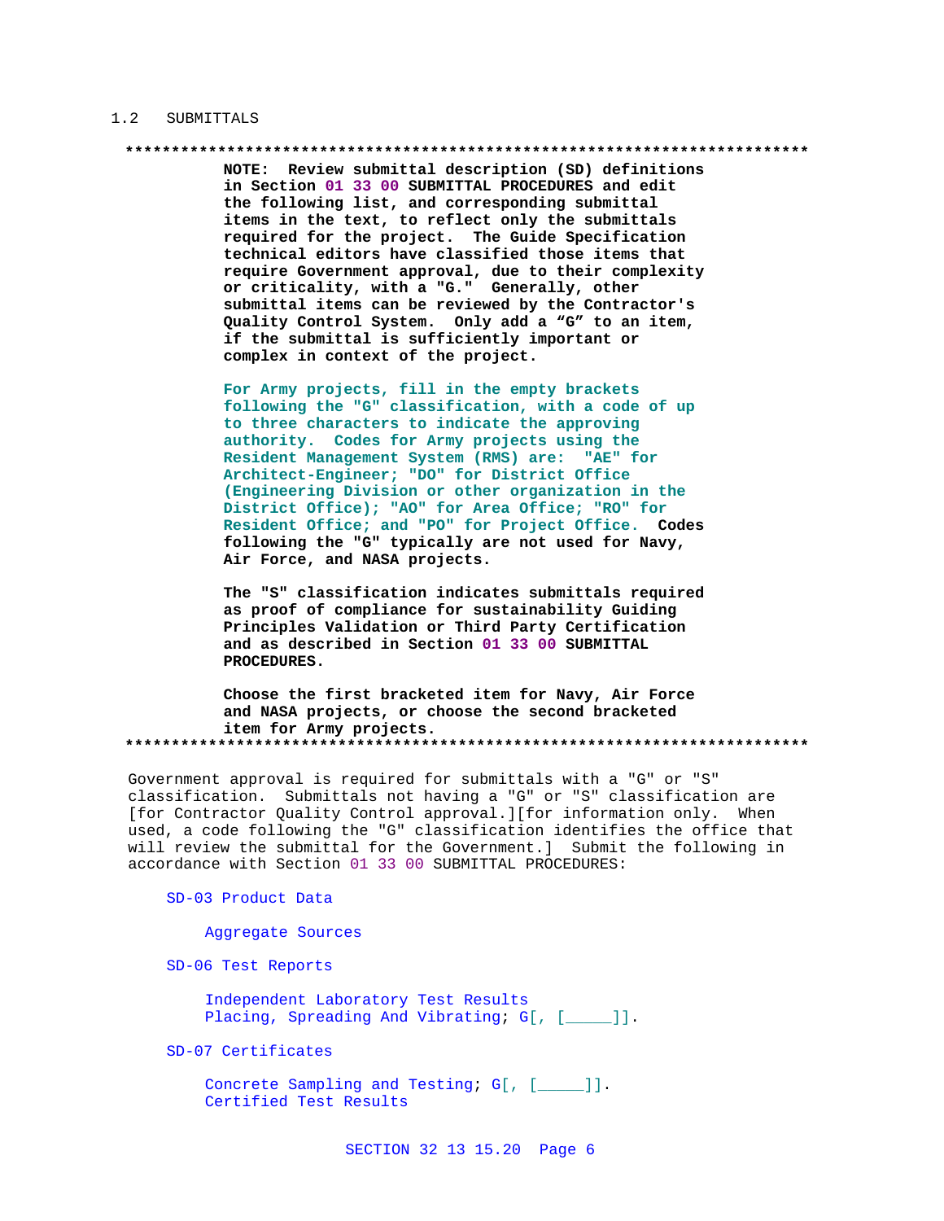## 1.2 SUBMITTALS

```
**************************************************************************
          NOTE:  Review submittal description (SD) definitions
          in Section 01 33 00 SUBMITTAL PROCEDURES and edit
          the following list, and corresponding submittal
          items in the text, to reflect only the submittals
          required for the project.  The Guide Specification
          technical editors have classified those items that
          require Government approval, due to their complexity
          or criticality, with a "G."  Generally, other
          submittal items can be reviewed by the Contractor's
          Quality Control System.  Only add a "G" to an item,
          if the submittal is sufficiently important or
          complex in context of the project.

          For Army projects, fill in the empty brackets
          following the "G" classification, with a code of up
          to three characters to indicate the approving
          authority.  Codes for Army projects using the
          Resident Management System (RMS) are:  "AE" for
          Architect-Engineer; "DO" for District Office
          (Engineering Division or other organization in the
          District Office); "AO" for Area Office; "RO" for
          Resident Office; and "PO" for Project Office.  Codes
          following the "G" typically are not used for Navy,
          Air Force, and NASA projects.

          The "S" classification indicates submittals required
          as proof of compliance for sustainability Guiding
          Principles Validation or Third Party Certification
          and as described in Section 01 33 00 SUBMITTAL
          PROCEDURES.

          Choose the first bracketed item for Navy, Air Force
          and NASA projects, or choose the second bracketed
          item for Army projects.
**************************************************************************
```

Government approval is required for submittals with a "G" or "S" classification. Submittals not having a "G" or "S" classification are [for Contractor Quality Control approval.][for information only. When used, a code following the "G" classification identifies the office that will review the submittal for the Government.] Submit the following in accordance with Section 01 33 00 SUBMITTAL PROCEDURES:

SD-03 Product Data

  Aggregate Sources

SD-06 Test Reports

  Independent Laboratory Test Results
  Placing, Spreading And Vibrating; G[, [_____]].

SD-07 Certificates

  Concrete Sampling and Testing; G[, [_____]].
  Certified Test Results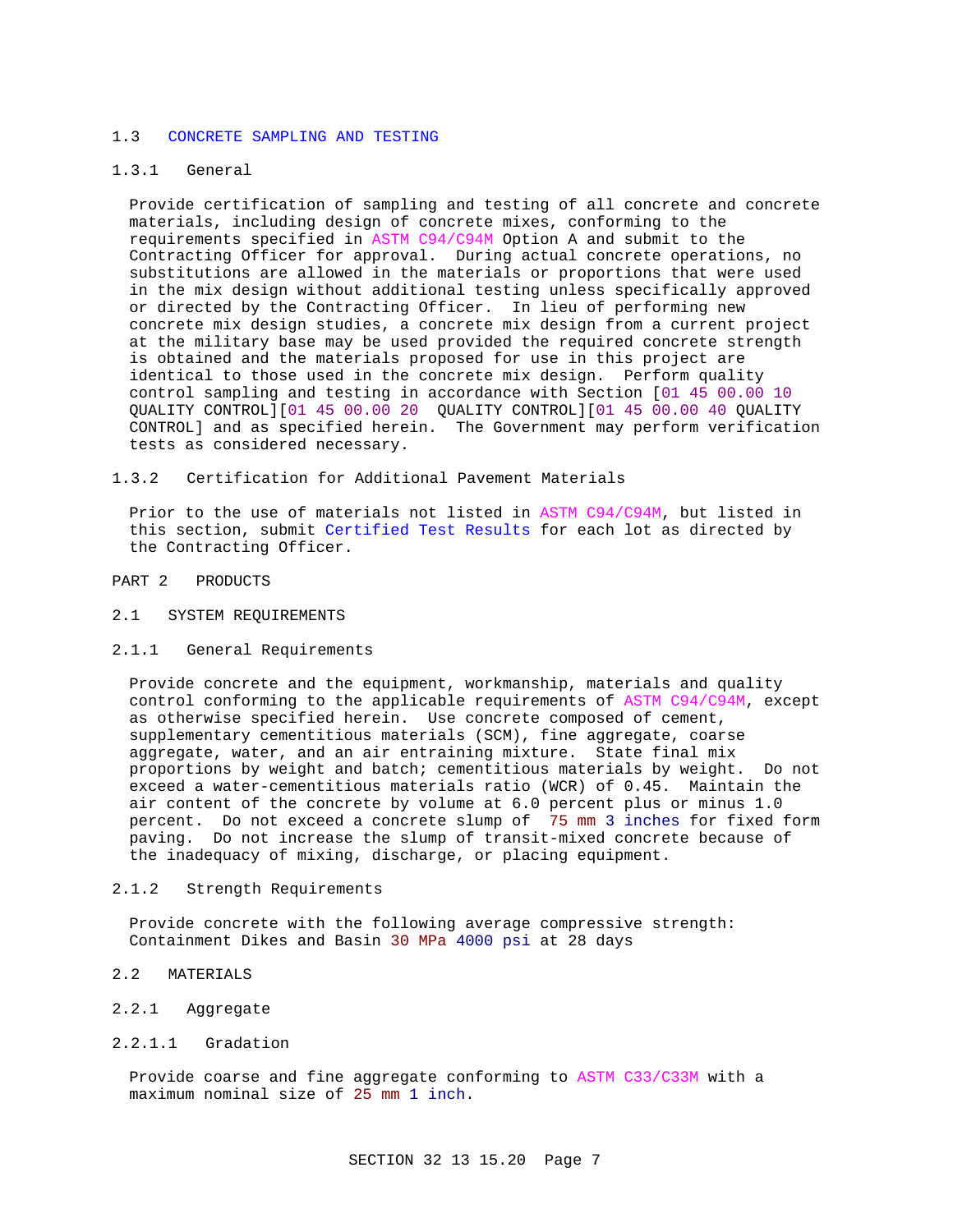## 1.3 CONCRETE SAMPLING AND TESTING

### 1.3.1 General

Provide certification of sampling and testing of all concrete and concrete materials, including design of concrete mixes, conforming to the requirements specified in ASTM C94/C94M Option A and submit to the Contracting Officer for approval. During actual concrete operations, no substitutions are allowed in the materials or proportions that were used in the mix design without additional testing unless specifically approved or directed by the Contracting Officer. In lieu of performing new concrete mix design studies, a concrete mix design from a current project at the military base may be used provided the required concrete strength is obtained and the materials proposed for use in this project are identical to those used in the concrete mix design. Perform quality control sampling and testing in accordance with Section [01 45 00.00 10 QUALITY CONTROL][01 45 00.00 20 QUALITY CONTROL][01 45 00.00 40 QUALITY CONTROL] and as specified herein. The Government may perform verification tests as considered necessary.

### 1.3.2 Certification for Additional Pavement Materials

Prior to the use of materials not listed in ASTM C94/C94M, but listed in this section, submit Certified Test Results for each lot as directed by the Contracting Officer.

# PART 2 PRODUCTS

## 2.1 SYSTEM REQUIREMENTS

### 2.1.1 General Requirements

Provide concrete and the equipment, workmanship, materials and quality control conforming to the applicable requirements of ASTM C94/C94M, except as otherwise specified herein. Use concrete composed of cement, supplementary cementitious materials (SCM), fine aggregate, coarse aggregate, water, and an air entraining mixture. State final mix proportions by weight and batch; cementitious materials by weight. Do not exceed a water-cementitious materials ratio (WCR) of 0.45. Maintain the air content of the concrete by volume at 6.0 percent plus or minus 1.0 percent. Do not exceed a concrete slump of 75 mm 3 inches for fixed form paving. Do not increase the slump of transit-mixed concrete because of the inadequacy of mixing, discharge, or placing equipment.

### 2.1.2 Strength Requirements

Provide concrete with the following average compressive strength: Containment Dikes and Basin 30 MPa 4000 psi at 28 days

## 2.2 MATERIALS

### 2.2.1 Aggregate

#### 2.2.1.1 Gradation

Provide coarse and fine aggregate conforming to ASTM C33/C33M with a maximum nominal size of 25 mm 1 inch.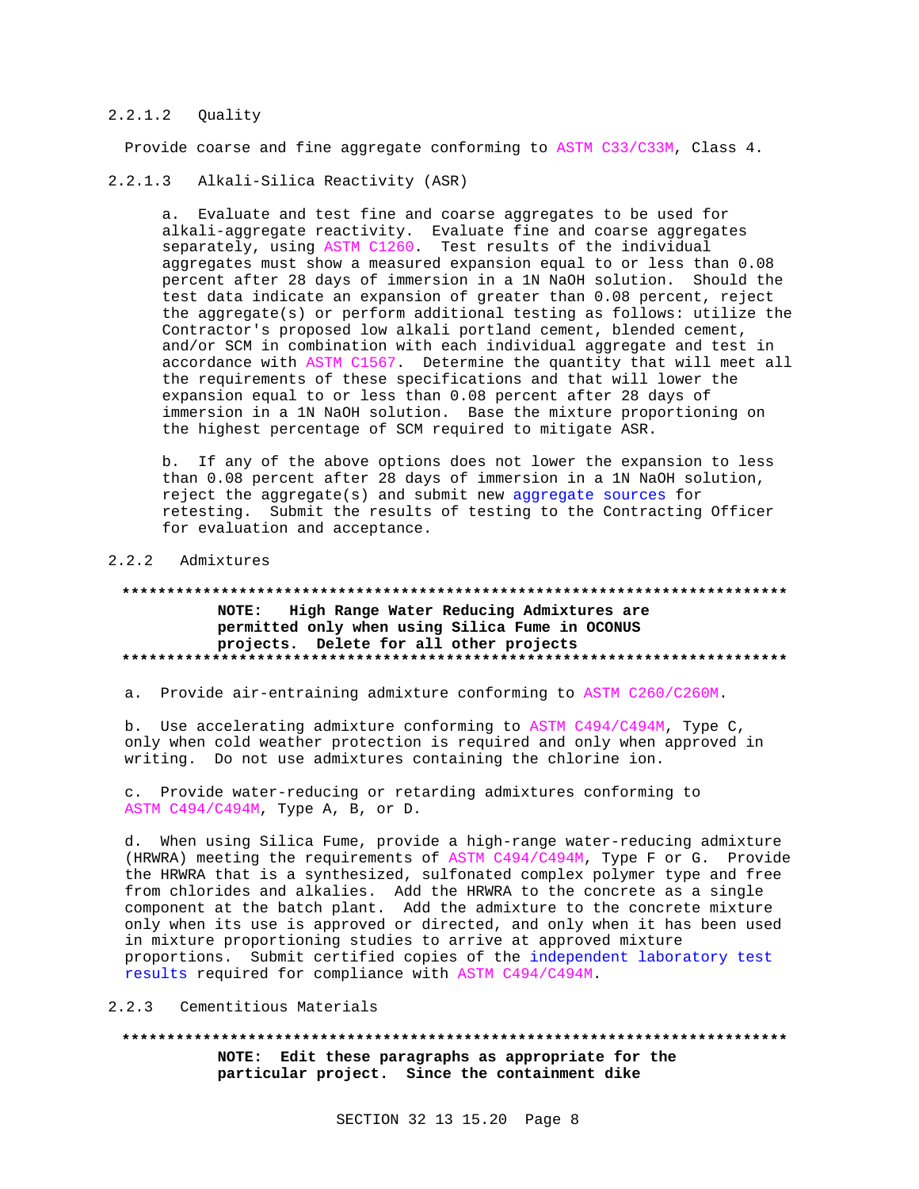#### 2.2.1.2 Quality

Provide coarse and fine aggregate conforming to ASTM C33/C33M, Class 4.

#### 2.2.1.3 Alkali-Silica Reactivity (ASR)

a. Evaluate and test fine and coarse aggregates to be used for alkali-aggregate reactivity. Evaluate fine and coarse aggregates separately, using ASTM C1260. Test results of the individual aggregates must show a measured expansion equal to or less than 0.08 percent after 28 days of immersion in a 1N NaOH solution. Should the test data indicate an expansion of greater than 0.08 percent, reject the aggregate(s) or perform additional testing as follows: utilize the Contractor's proposed low alkali portland cement, blended cement, and/or SCM in combination with each individual aggregate and test in accordance with ASTM C1567. Determine the quantity that will meet all the requirements of these specifications and that will lower the expansion equal to or less than 0.08 percent after 28 days of immersion in a 1N NaOH solution. Base the mixture proportioning on the highest percentage of SCM required to mitigate ASR.

b. If any of the above options does not lower the expansion to less than 0.08 percent after 28 days of immersion in a 1N NaOH solution, reject the aggregate(s) and submit new aggregate sources for retesting. Submit the results of testing to the Contracting Officer for evaluation and acceptance.

### 2.2.2 Admixtures

**************************************************************************

**NOTE: High Range Water Reducing Admixtures are permitted only when using Silica Fume in OCONUS projects. Delete for all other projects**

**************************************************************************

a. Provide air-entraining admixture conforming to ASTM C260/C260M.

b. Use accelerating admixture conforming to ASTM C494/C494M, Type C, only when cold weather protection is required and only when approved in writing. Do not use admixtures containing the chlorine ion.

c. Provide water-reducing or retarding admixtures conforming to ASTM C494/C494M, Type A, B, or D.

d. When using Silica Fume, provide a high-range water-reducing admixture (HRWRA) meeting the requirements of ASTM C494/C494M, Type F or G. Provide the HRWRA that is a synthesized, sulfonated complex polymer type and free from chlorides and alkalies. Add the HRWRA to the concrete as a single component at the batch plant. Add the admixture to the concrete mixture only when its use is approved or directed, and only when it has been used in mixture proportioning studies to arrive at approved mixture proportions. Submit certified copies of the independent laboratory test results required for compliance with ASTM C494/C494M.

### 2.2.3 Cementitious Materials

**************************************************************************

**NOTE: Edit these paragraphs as appropriate for the particular project. Since the containment dike**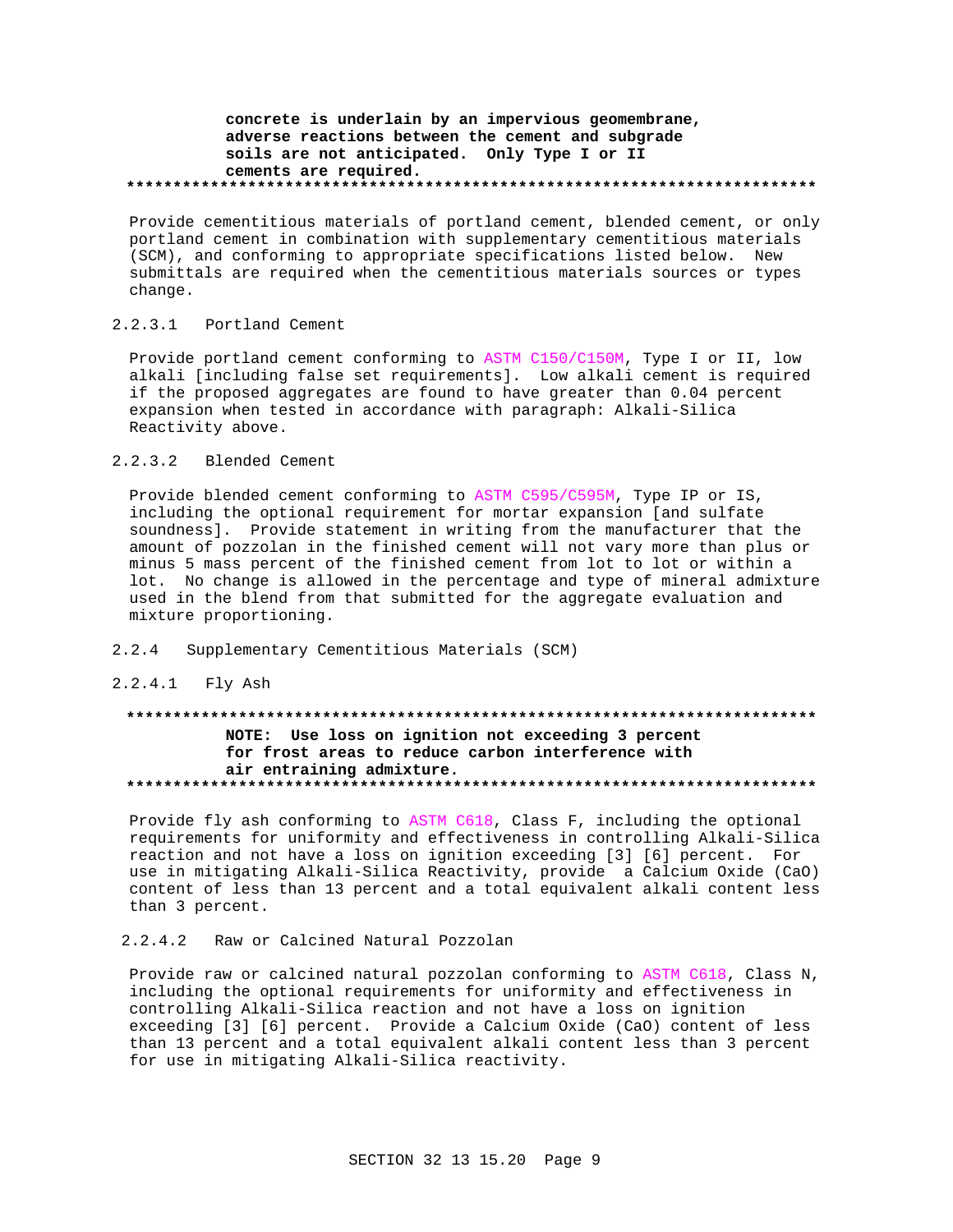**concrete is underlain by an impervious geomembrane, adverse reactions between the cement and subgrade soils are not anticipated. Only Type I or II cements are required.**

**************************************************************************

Provide cementitious materials of portland cement, blended cement, or only portland cement in combination with supplementary cementitious materials (SCM), and conforming to appropriate specifications listed below. New submittals are required when the cementitious materials sources or types change.

#### 2.2.3.1 Portland Cement

Provide portland cement conforming to ASTM C150/C150M, Type I or II, low alkali [including false set requirements]. Low alkali cement is required if the proposed aggregates are found to have greater than 0.04 percent expansion when tested in accordance with paragraph: Alkali-Silica Reactivity above.

#### 2.2.3.2 Blended Cement

Provide blended cement conforming to ASTM C595/C595M, Type IP or IS, including the optional requirement for mortar expansion [and sulfate soundness]. Provide statement in writing from the manufacturer that the amount of pozzolan in the finished cement will not vary more than plus or minus 5 mass percent of the finished cement from lot to lot or within a lot. No change is allowed in the percentage and type of mineral admixture used in the blend from that submitted for the aggregate evaluation and mixture proportioning.

### 2.2.4 Supplementary Cementitious Materials (SCM)

#### 2.2.4.1 Fly Ash

**************************************************************************

**NOTE: Use loss on ignition not exceeding 3 percent for frost areas to reduce carbon interference with air entraining admixture.**

**************************************************************************

Provide fly ash conforming to ASTM C618, Class F, including the optional requirements for uniformity and effectiveness in controlling Alkali-Silica reaction and not have a loss on ignition exceeding [3] [6] percent. For use in mitigating Alkali-Silica Reactivity, provide a Calcium Oxide (CaO) content of less than 13 percent and a total equivalent alkali content less than 3 percent.

#### 2.2.4.2 Raw or Calcined Natural Pozzolan

Provide raw or calcined natural pozzolan conforming to ASTM C618, Class N, including the optional requirements for uniformity and effectiveness in controlling Alkali-Silica reaction and not have a loss on ignition exceeding [3] [6] percent. Provide a Calcium Oxide (CaO) content of less than 13 percent and a total equivalent alkali content less than 3 percent for use in mitigating Alkali-Silica reactivity.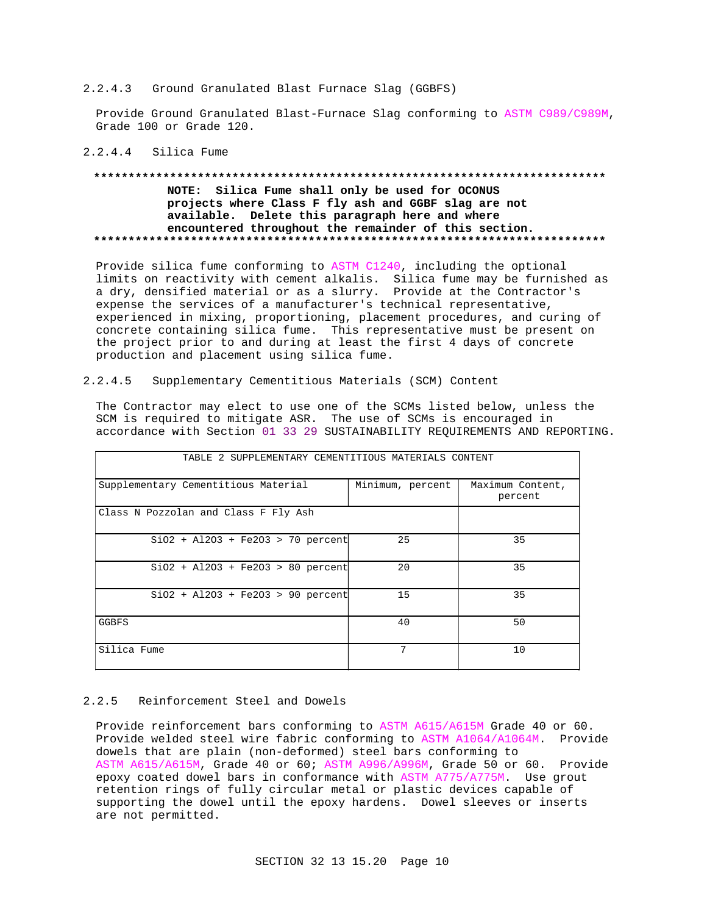#### 2.2.4.3 Ground Granulated Blast Furnace Slag (GGBFS)

Provide Ground Granulated Blast-Furnace Slag conforming to ASTM C989/C989M, Grade 100 or Grade 120.

#### 2.2.4.4 Silica Fume

**************************************************************************

**NOTE: Silica Fume shall only be used for OCONUS projects where Class F fly ash and GGBF slag are not available. Delete this paragraph here and where encountered throughout the remainder of this section.**

**************************************************************************

Provide silica fume conforming to ASTM C1240, including the optional limits on reactivity with cement alkalis. Silica fume may be furnished as a dry, densified material or as a slurry. Provide at the Contractor's expense the services of a manufacturer's technical representative, experienced in mixing, proportioning, placement procedures, and curing of concrete containing silica fume. This representative must be present on the project prior to and during at least the first 4 days of concrete production and placement using silica fume.

#### 2.2.4.5 Supplementary Cementitious Materials (SCM) Content

The Contractor may elect to use one of the SCMs listed below, unless the SCM is required to mitigate ASR. The use of SCMs is encouraged in accordance with Section 01 33 29 SUSTAINABILITY REQUIREMENTS AND REPORTING.

TABLE 2 SUPPLEMENTARY CEMENTITIOUS MATERIALS CONTENT

| Supplementary Cementitious Material | Minimum, percent | Maximum Content, percent |
|---|---|---|
| Class N Pozzolan and Class F Fly Ash | | |
| $SiO_2 + Al_2O_3 + Fe_2O_3 > 70$ percent | 25 | 35 |
| $SiO_2 + Al_2O_3 + Fe_2O_3 > 80$ percent | 20 | 35 |
| $SiO_2 + Al_2O_3 + Fe_2O_3 > 90$ percent | 15 | 35 |
| GGBFS | 40 | 50 |
| Silica Fume | 7 | 10 |

### 2.2.5 Reinforcement Steel and Dowels

Provide reinforcement bars conforming to ASTM A615/A615M Grade 40 or 60. Provide welded steel wire fabric conforming to ASTM A1064/A1064M. Provide dowels that are plain (non-deformed) steel bars conforming to ASTM A615/A615M, Grade 40 or 60; ASTM A996/A996M, Grade 50 or 60. Provide epoxy coated dowel bars in conformance with ASTM A775/A775M. Use grout retention rings of fully circular metal or plastic devices capable of supporting the dowel until the epoxy hardens. Dowel sleeves or inserts are not permitted.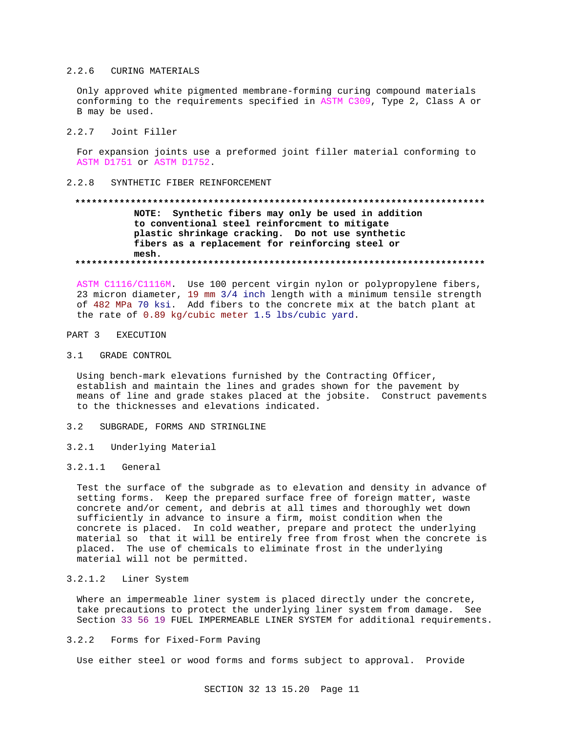#### 2.2.6 CURING MATERIALS

Only approved white pigmented membrane-forming curing compound materials conforming to the requirements specified in ASTM C309, Type 2, Class A or B may be used.

#### 2.2.7 Joint Filler

For expansion joints use a preformed joint filler material conforming to ASTM D1751 or ASTM D1752.

#### 2.2.8 SYNTHETIC FIBER REINFORCEMENT

**************************************************************************

**NOTE: Synthetic fibers may only be used in addition to conventional steel reinforcment to mitigate plastic shrinkage cracking. Do not use synthetic fibers as a replacement for reinforcing steel or mesh.**

**************************************************************************

ASTM C1116/C1116M. Use 100 percent virgin nylon or polypropylene fibers, 23 micron diameter, 19 mm 3/4 inch length with a minimum tensile strength of 482 MPa 70 ksi. Add fibers to the concrete mix at the batch plant at the rate of 0.89 kg/cubic meter 1.5 lbs/cubic yard.

## PART 3 EXECUTION

### 3.1 GRADE CONTROL

Using bench-mark elevations furnished by the Contracting Officer, establish and maintain the lines and grades shown for the pavement by means of line and grade stakes placed at the jobsite. Construct pavements to the thicknesses and elevations indicated.

### 3.2 SUBGRADE, FORMS AND STRINGLINE

#### 3.2.1 Underlying Material

##### 3.2.1.1 General

Test the surface of the subgrade as to elevation and density in advance of setting forms. Keep the prepared surface free of foreign matter, waste concrete and/or cement, and debris at all times and thoroughly wet down sufficiently in advance to insure a firm, moist condition when the concrete is placed. In cold weather, prepare and protect the underlying material so that it will be entirely free from frost when the concrete is placed. The use of chemicals to eliminate frost in the underlying material will not be permitted.

##### 3.2.1.2 Liner System

Where an impermeable liner system is placed directly under the concrete, take precautions to protect the underlying liner system from damage. See Section 33 56 19 FUEL IMPERMEABLE LINER SYSTEM for additional requirements.

#### 3.2.2 Forms for Fixed-Form Paving

Use either steel or wood forms and forms subject to approval. Provide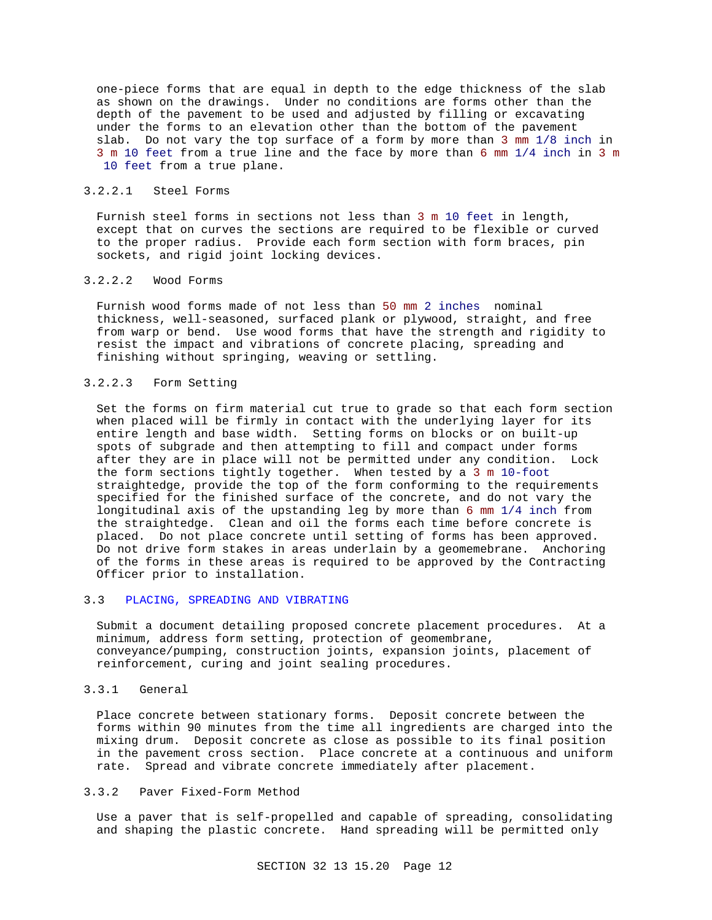one-piece forms that are equal in depth to the edge thickness of the slab as shown on the drawings. Under no conditions are forms other than the depth of the pavement to be used and adjusted by filling or excavating under the forms to an elevation other than the bottom of the pavement slab. Do not vary the top surface of a form by more than 3 mm 1/8 inch in 3 m 10 feet from a true line and the face by more than 6 mm 1/4 inch in 3 m 10 feet from a true plane.

#### 3.2.2.1 Steel Forms

Furnish steel forms in sections not less than 3 m 10 feet in length, except that on curves the sections are required to be flexible or curved to the proper radius. Provide each form section with form braces, pin sockets, and rigid joint locking devices.

#### 3.2.2.2 Wood Forms

Furnish wood forms made of not less than 50 mm 2 inches nominal thickness, well-seasoned, surfaced plank or plywood, straight, and free from warp or bend. Use wood forms that have the strength and rigidity to resist the impact and vibrations of concrete placing, spreading and finishing without springing, weaving or settling.

#### 3.2.2.3 Form Setting

Set the forms on firm material cut true to grade so that each form section when placed will be firmly in contact with the underlying layer for its entire length and base width. Setting forms on blocks or on built-up spots of subgrade and then attempting to fill and compact under forms after they are in place will not be permitted under any condition. Lock the form sections tightly together. When tested by a 3 m 10-foot straightedge, provide the top of the form conforming to the requirements specified for the finished surface of the concrete, and do not vary the longitudinal axis of the upstanding leg by more than 6 mm 1/4 inch from the straightedge. Clean and oil the forms each time before concrete is placed. Do not place concrete until setting of forms has been approved. Do not drive form stakes in areas underlain by a geomemebrane. Anchoring of the forms in these areas is required to be approved by the Contracting Officer prior to installation.

## 3.3 PLACING, SPREADING AND VIBRATING

Submit a document detailing proposed concrete placement procedures. At a minimum, address form setting, protection of geomembrane, conveyance/pumping, construction joints, expansion joints, placement of reinforcement, curing and joint sealing procedures.

### 3.3.1 General

Place concrete between stationary forms. Deposit concrete between the forms within 90 minutes from the time all ingredients are charged into the mixing drum. Deposit concrete as close as possible to its final position in the pavement cross section. Place concrete at a continuous and uniform rate. Spread and vibrate concrete immediately after placement.

### 3.3.2 Paver Fixed-Form Method

Use a paver that is self-propelled and capable of spreading, consolidating and shaping the plastic concrete. Hand spreading will be permitted only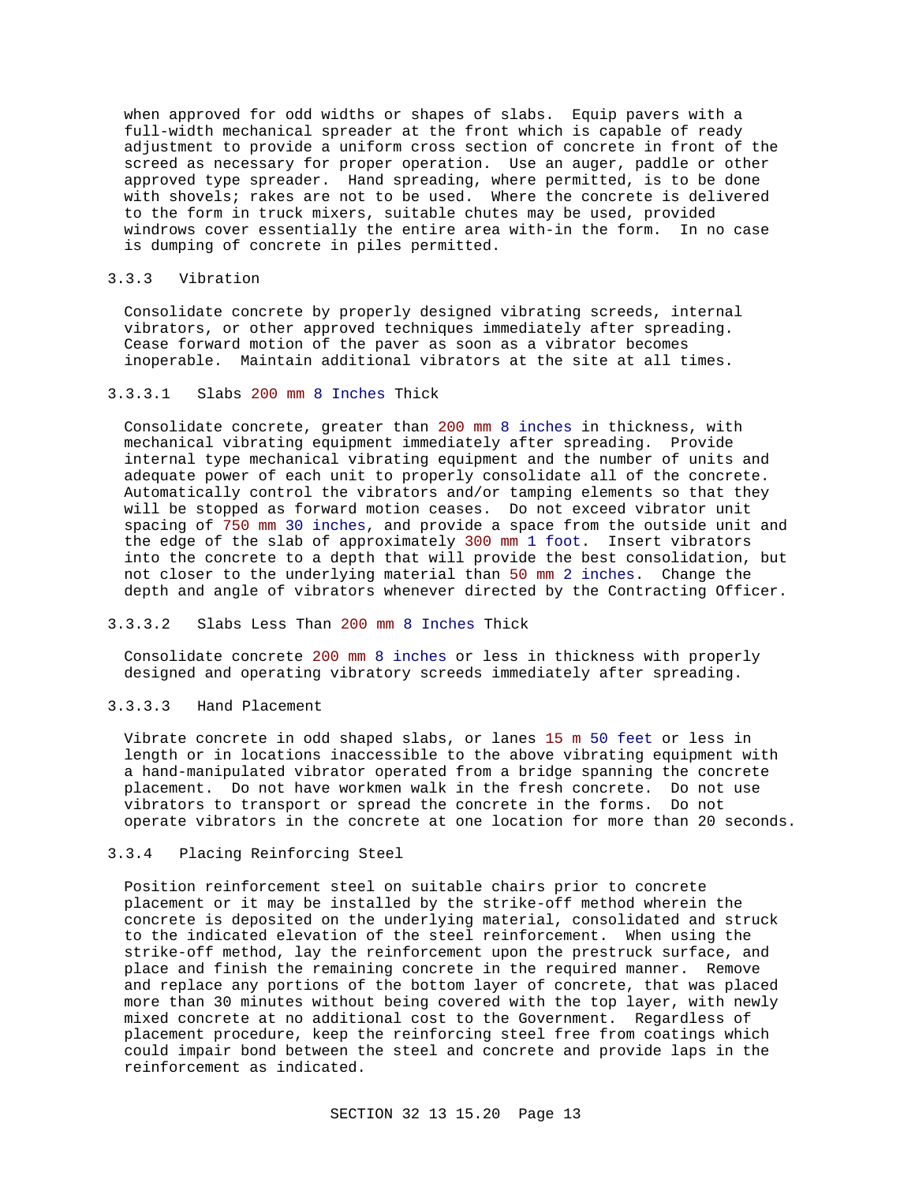when approved for odd widths or shapes of slabs. Equip pavers with a full-width mechanical spreader at the front which is capable of ready adjustment to provide a uniform cross section of concrete in front of the screed as necessary for proper operation. Use an auger, paddle or other approved type spreader. Hand spreading, where permitted, is to be done with shovels; rakes are not to be used. Where the concrete is delivered to the form in truck mixers, suitable chutes may be used, provided windrows cover essentially the entire area with-in the form. In no case is dumping of concrete in piles permitted.

### 3.3.3 Vibration

Consolidate concrete by properly designed vibrating screeds, internal vibrators, or other approved techniques immediately after spreading. Cease forward motion of the paver as soon as a vibrator becomes inoperable. Maintain additional vibrators at the site at all times.

#### 3.3.3.1 Slabs 200 mm 8 Inches Thick

Consolidate concrete, greater than 200 mm 8 inches in thickness, with mechanical vibrating equipment immediately after spreading. Provide internal type mechanical vibrating equipment and the number of units and adequate power of each unit to properly consolidate all of the concrete. Automatically control the vibrators and/or tamping elements so that they will be stopped as forward motion ceases. Do not exceed vibrator unit spacing of 750 mm 30 inches, and provide a space from the outside unit and the edge of the slab of approximately 300 mm 1 foot. Insert vibrators into the concrete to a depth that will provide the best consolidation, but not closer to the underlying material than 50 mm 2 inches. Change the depth and angle of vibrators whenever directed by the Contracting Officer.

#### 3.3.3.2 Slabs Less Than 200 mm 8 Inches Thick

Consolidate concrete 200 mm 8 inches or less in thickness with properly designed and operating vibratory screeds immediately after spreading.

#### 3.3.3.3 Hand Placement

Vibrate concrete in odd shaped slabs, or lanes 15 m 50 feet or less in length or in locations inaccessible to the above vibrating equipment with a hand-manipulated vibrator operated from a bridge spanning the concrete placement. Do not have workmen walk in the fresh concrete. Do not use vibrators to transport or spread the concrete in the forms. Do not operate vibrators in the concrete at one location for more than 20 seconds.

### 3.3.4 Placing Reinforcing Steel

Position reinforcement steel on suitable chairs prior to concrete placement or it may be installed by the strike-off method wherein the concrete is deposited on the underlying material, consolidated and struck to the indicated elevation of the steel reinforcement. When using the strike-off method, lay the reinforcement upon the prestruck surface, and place and finish the remaining concrete in the required manner. Remove and replace any portions of the bottom layer of concrete, that was placed more than 30 minutes without being covered with the top layer, with newly mixed concrete at no additional cost to the Government. Regardless of placement procedure, keep the reinforcing steel free from coatings which could impair bond between the steel and concrete and provide laps in the reinforcement as indicated.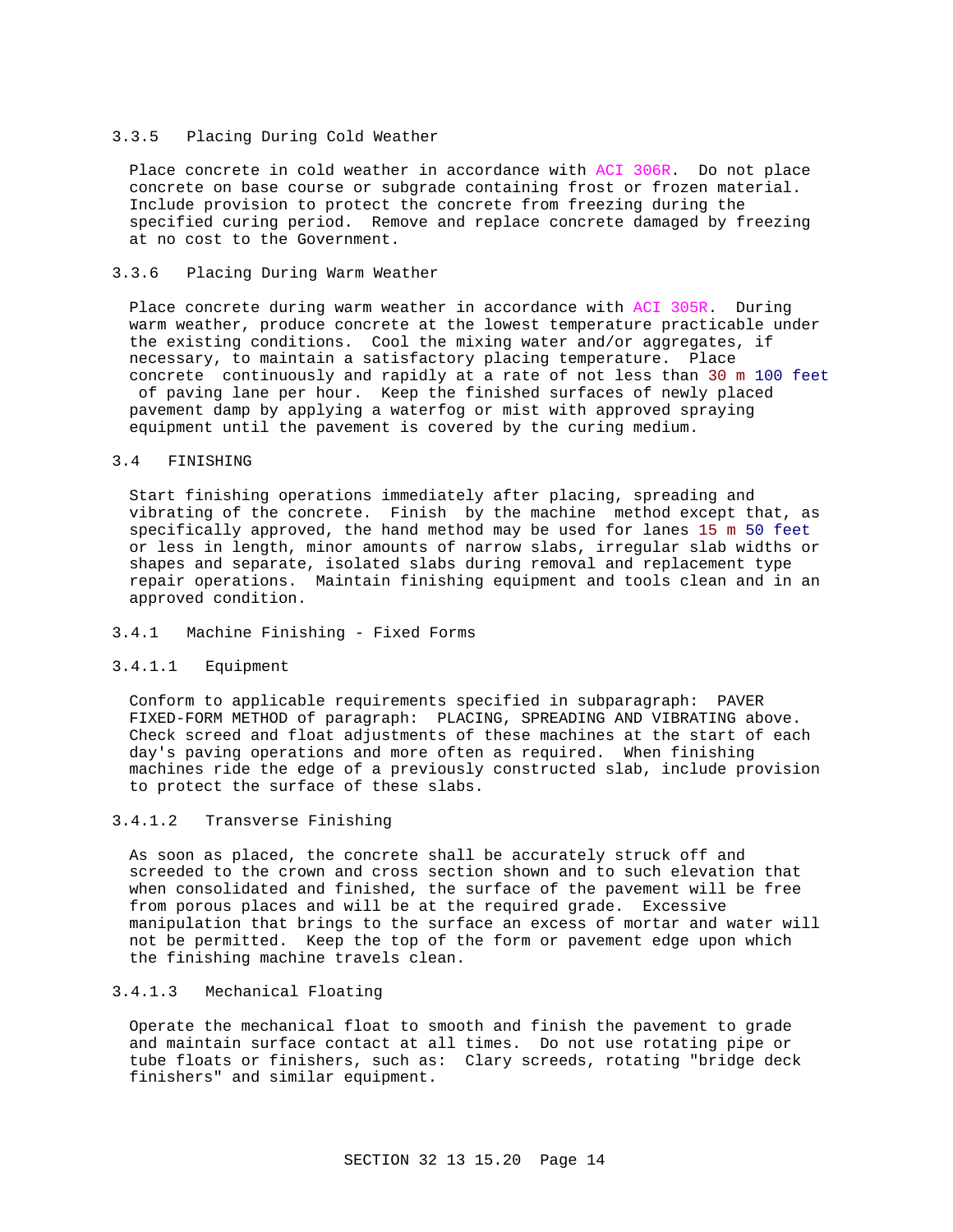#### 3.3.5 Placing During Cold Weather

Place concrete in cold weather in accordance with ACI 306R. Do not place concrete on base course or subgrade containing frost or frozen material. Include provision to protect the concrete from freezing during the specified curing period. Remove and replace concrete damaged by freezing at no cost to the Government.

#### 3.3.6 Placing During Warm Weather

Place concrete during warm weather in accordance with ACI 305R. During warm weather, produce concrete at the lowest temperature practicable under the existing conditions. Cool the mixing water and/or aggregates, if necessary, to maintain a satisfactory placing temperature. Place concrete continuously and rapidly at a rate of not less than 30 m 100 feet of paving lane per hour. Keep the finished surfaces of newly placed pavement damp by applying a waterfog or mist with approved spraying equipment until the pavement is covered by the curing medium.

## 3.4 FINISHING

Start finishing operations immediately after placing, spreading and vibrating of the concrete. Finish by the machine method except that, as specifically approved, the hand method may be used for lanes 15 m 50 feet or less in length, minor amounts of narrow slabs, irregular slab widths or shapes and separate, isolated slabs during removal and replacement type repair operations. Maintain finishing equipment and tools clean and in an approved condition.

### 3.4.1 Machine Finishing - Fixed Forms

#### 3.4.1.1 Equipment

Conform to applicable requirements specified in subparagraph: PAVER FIXED-FORM METHOD of paragraph: PLACING, SPREADING AND VIBRATING above. Check screed and float adjustments of these machines at the start of each day's paving operations and more often as required. When finishing machines ride the edge of a previously constructed slab, include provision to protect the surface of these slabs.

#### 3.4.1.2 Transverse Finishing

As soon as placed, the concrete shall be accurately struck off and screeded to the crown and cross section shown and to such elevation that when consolidated and finished, the surface of the pavement will be free from porous places and will be at the required grade. Excessive manipulation that brings to the surface an excess of mortar and water will not be permitted. Keep the top of the form or pavement edge upon which the finishing machine travels clean.

#### 3.4.1.3 Mechanical Floating

Operate the mechanical float to smooth and finish the pavement to grade and maintain surface contact at all times. Do not use rotating pipe or tube floats or finishers, such as: Clary screeds, rotating "bridge deck finishers" and similar equipment.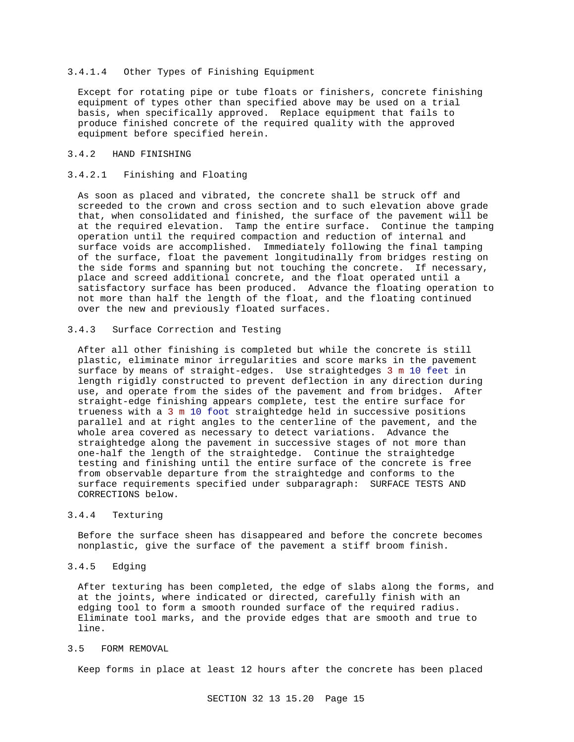#### 3.4.1.4 Other Types of Finishing Equipment

Except for rotating pipe or tube floats or finishers, concrete finishing equipment of types other than specified above may be used on a trial basis, when specifically approved. Replace equipment that fails to produce finished concrete of the required quality with the approved equipment before specified herein.

### 3.4.2 HAND FINISHING

#### 3.4.2.1 Finishing and Floating

As soon as placed and vibrated, the concrete shall be struck off and screeded to the crown and cross section and to such elevation above grade that, when consolidated and finished, the surface of the pavement will be at the required elevation. Tamp the entire surface. Continue the tamping operation until the required compaction and reduction of internal and surface voids are accomplished. Immediately following the final tamping of the surface, float the pavement longitudinally from bridges resting on the side forms and spanning but not touching the concrete. If necessary, place and screed additional concrete, and the float operated until a satisfactory surface has been produced. Advance the floating operation to not more than half the length of the float, and the floating continued over the new and previously floated surfaces.

### 3.4.3 Surface Correction and Testing

After all other finishing is completed but while the concrete is still plastic, eliminate minor irregularities and score marks in the pavement surface by means of straight-edges. Use straightedges 3 m 10 feet in length rigidly constructed to prevent deflection in any direction during use, and operate from the sides of the pavement and from bridges. After straight-edge finishing appears complete, test the entire surface for trueness with a 3 m 10 foot straightedge held in successive positions parallel and at right angles to the centerline of the pavement, and the whole area covered as necessary to detect variations. Advance the straightedge along the pavement in successive stages of not more than one-half the length of the straightedge. Continue the straightedge testing and finishing until the entire surface of the concrete is free from observable departure from the straightedge and conforms to the surface requirements specified under subparagraph: SURFACE TESTS AND CORRECTIONS below.

### 3.4.4 Texturing

Before the surface sheen has disappeared and before the concrete becomes nonplastic, give the surface of the pavement a stiff broom finish.

### 3.4.5 Edging

After texturing has been completed, the edge of slabs along the forms, and at the joints, where indicated or directed, carefully finish with an edging tool to form a smooth rounded surface of the required radius. Eliminate tool marks, and the provide edges that are smooth and true to line.

## 3.5 FORM REMOVAL

Keep forms in place at least 12 hours after the concrete has been placed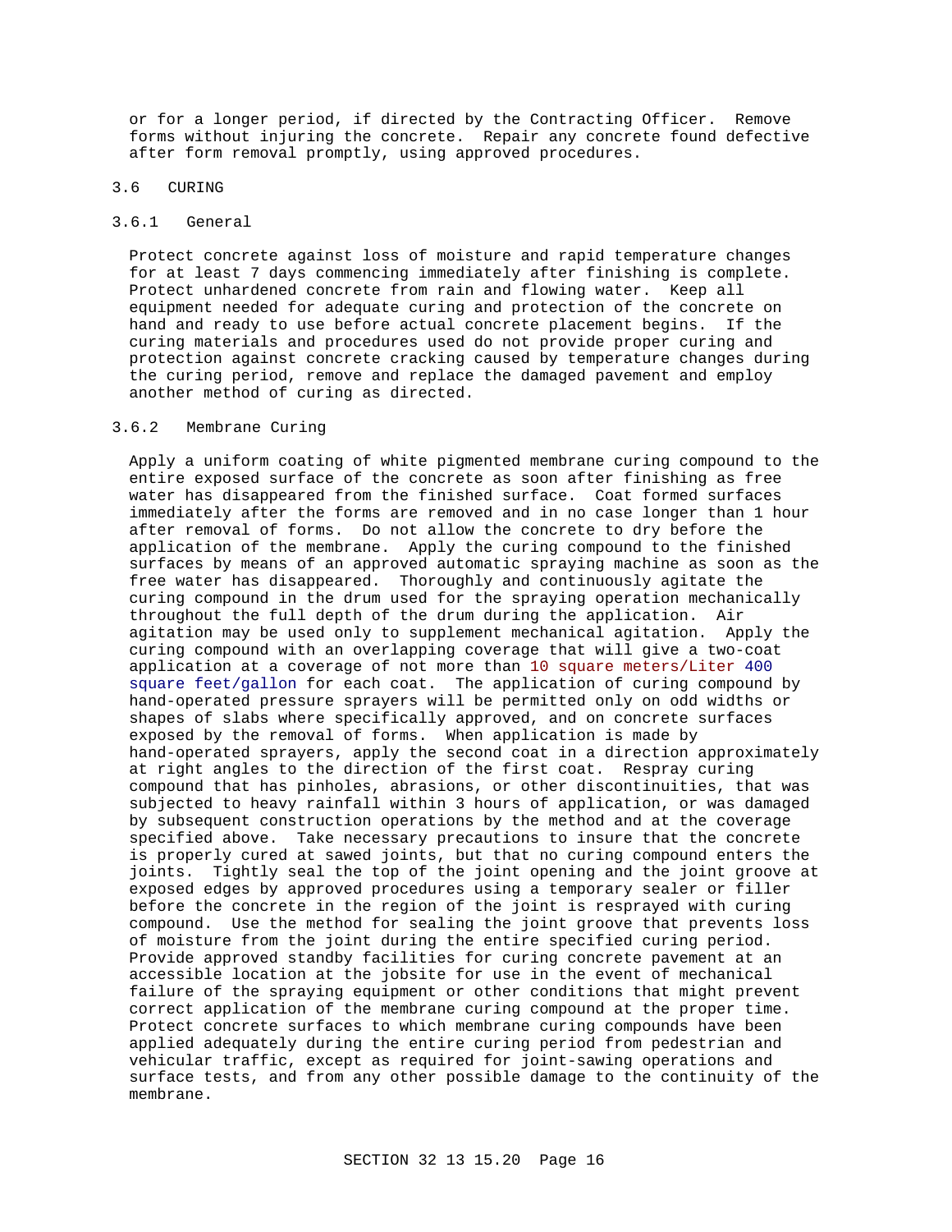or for a longer period, if directed by the Contracting Officer. Remove forms without injuring the concrete. Repair any concrete found defective after form removal promptly, using approved procedures.

## 3.6 CURING

### 3.6.1 General

Protect concrete against loss of moisture and rapid temperature changes for at least 7 days commencing immediately after finishing is complete. Protect unhardened concrete from rain and flowing water. Keep all equipment needed for adequate curing and protection of the concrete on hand and ready to use before actual concrete placement begins. If the curing materials and procedures used do not provide proper curing and protection against concrete cracking caused by temperature changes during the curing period, remove and replace the damaged pavement and employ another method of curing as directed.

### 3.6.2 Membrane Curing

Apply a uniform coating of white pigmented membrane curing compound to the entire exposed surface of the concrete as soon after finishing as free water has disappeared from the finished surface. Coat formed surfaces immediately after the forms are removed and in no case longer than 1 hour after removal of forms. Do not allow the concrete to dry before the application of the membrane. Apply the curing compound to the finished surfaces by means of an approved automatic spraying machine as soon as the free water has disappeared. Thoroughly and continuously agitate the curing compound in the drum used for the spraying operation mechanically throughout the full depth of the drum during the application. Air agitation may be used only to supplement mechanical agitation. Apply the curing compound with an overlapping coverage that will give a two-coat application at a coverage of not more than 10 square meters/Liter 400 square feet/gallon for each coat. The application of curing compound by hand-operated pressure sprayers will be permitted only on odd widths or shapes of slabs where specifically approved, and on concrete surfaces exposed by the removal of forms. When application is made by hand-operated sprayers, apply the second coat in a direction approximately at right angles to the direction of the first coat. Respray curing compound that has pinholes, abrasions, or other discontinuities, that was subjected to heavy rainfall within 3 hours of application, or was damaged by subsequent construction operations by the method and at the coverage specified above. Take necessary precautions to insure that the concrete is properly cured at sawed joints, but that no curing compound enters the joints. Tightly seal the top of the joint opening and the joint groove at exposed edges by approved procedures using a temporary sealer or filler before the concrete in the region of the joint is resprayed with curing compound. Use the method for sealing the joint groove that prevents loss of moisture from the joint during the entire specified curing period. Provide approved standby facilities for curing concrete pavement at an accessible location at the jobsite for use in the event of mechanical failure of the spraying equipment or other conditions that might prevent correct application of the membrane curing compound at the proper time. Protect concrete surfaces to which membrane curing compounds have been applied adequately during the entire curing period from pedestrian and vehicular traffic, except as required for joint-sawing operations and surface tests, and from any other possible damage to the continuity of the membrane.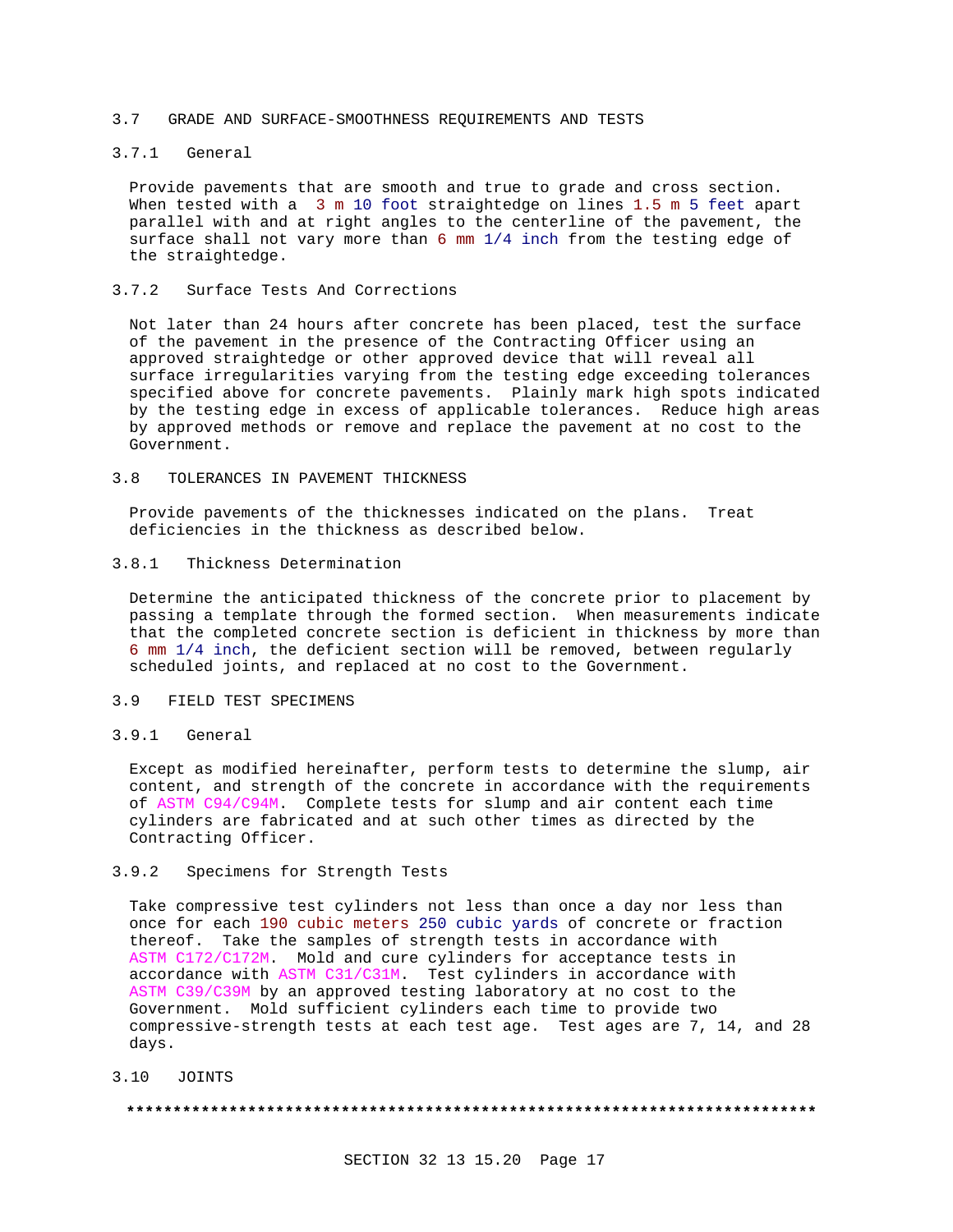## 3.7 GRADE AND SURFACE-SMOOTHNESS REQUIREMENTS AND TESTS

### 3.7.1 General

Provide pavements that are smooth and true to grade and cross section. When tested with a 3 m 10 foot straightedge on lines 1.5 m 5 feet apart parallel with and at right angles to the centerline of the pavement, the surface shall not vary more than 6 mm 1/4 inch from the testing edge of the straightedge.

### 3.7.2 Surface Tests And Corrections

Not later than 24 hours after concrete has been placed, test the surface of the pavement in the presence of the Contracting Officer using an approved straightedge or other approved device that will reveal all surface irregularities varying from the testing edge exceeding tolerances specified above for concrete pavements. Plainly mark high spots indicated by the testing edge in excess of applicable tolerances. Reduce high areas by approved methods or remove and replace the pavement at no cost to the Government.

## 3.8 TOLERANCES IN PAVEMENT THICKNESS

Provide pavements of the thicknesses indicated on the plans. Treat deficiencies in the thickness as described below.

### 3.8.1 Thickness Determination

Determine the anticipated thickness of the concrete prior to placement by passing a template through the formed section. When measurements indicate that the completed concrete section is deficient in thickness by more than 6 mm 1/4 inch, the deficient section will be removed, between regularly scheduled joints, and replaced at no cost to the Government.

## 3.9 FIELD TEST SPECIMENS

### 3.9.1 General

Except as modified hereinafter, perform tests to determine the slump, air content, and strength of the concrete in accordance with the requirements of ASTM C94/C94M. Complete tests for slump and air content each time cylinders are fabricated and at such other times as directed by the Contracting Officer.

### 3.9.2 Specimens for Strength Tests

Take compressive test cylinders not less than once a day nor less than once for each 190 cubic meters 250 cubic yards of concrete or fraction thereof. Take the samples of strength tests in accordance with ASTM C172/C172M. Mold and cure cylinders for acceptance tests in accordance with ASTM C31/C31M. Test cylinders in accordance with ASTM C39/C39M by an approved testing laboratory at no cost to the Government. Mold sufficient cylinders each time to provide two compressive-strength tests at each test age. Test ages are 7, 14, and 28 days.

## 3.10 JOINTS

**************************************************************************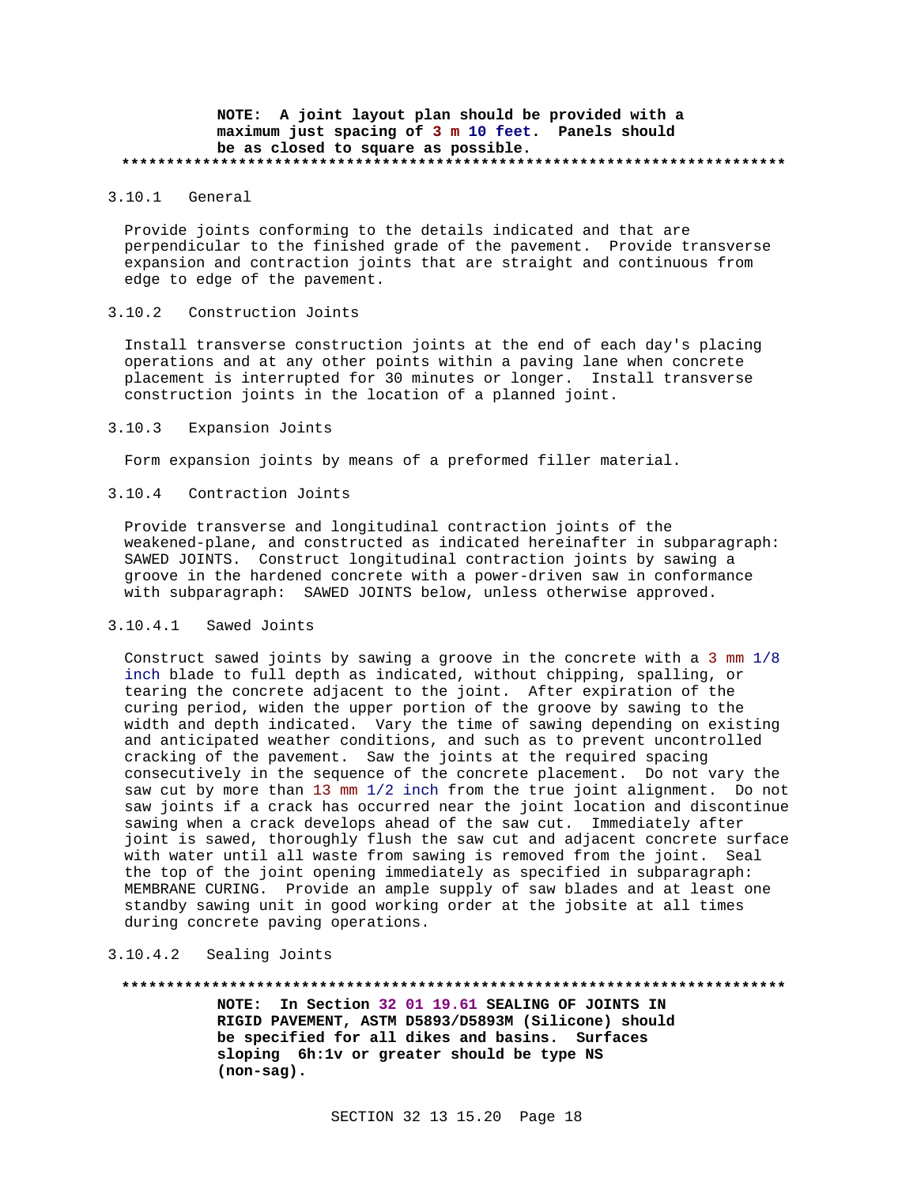**NOTE: A joint layout plan should be provided with a maximum just spacing of 3 m 10 feet. Panels should be as closed to square as possible.**

**************************************************************************

3.10.1 General

Provide joints conforming to the details indicated and that are perpendicular to the finished grade of the pavement. Provide transverse expansion and contraction joints that are straight and continuous from edge to edge of the pavement.

3.10.2 Construction Joints

Install transverse construction joints at the end of each day's placing operations and at any other points within a paving lane when concrete placement is interrupted for 30 minutes or longer. Install transverse construction joints in the location of a planned joint.

3.10.3 Expansion Joints

Form expansion joints by means of a preformed filler material.

3.10.4 Contraction Joints

Provide transverse and longitudinal contraction joints of the weakened-plane, and constructed as indicated hereinafter in subparagraph: SAWED JOINTS. Construct longitudinal contraction joints by sawing a groove in the hardened concrete with a power-driven saw in conformance with subparagraph: SAWED JOINTS below, unless otherwise approved.

3.10.4.1 Sawed Joints

Construct sawed joints by sawing a groove in the concrete with a 3 mm 1/8 inch blade to full depth as indicated, without chipping, spalling, or tearing the concrete adjacent to the joint. After expiration of the curing period, widen the upper portion of the groove by sawing to the width and depth indicated. Vary the time of sawing depending on existing and anticipated weather conditions, and such as to prevent uncontrolled cracking of the pavement. Saw the joints at the required spacing consecutively in the sequence of the concrete placement. Do not vary the saw cut by more than 13 mm 1/2 inch from the true joint alignment. Do not saw joints if a crack has occurred near the joint location and discontinue sawing when a crack develops ahead of the saw cut. Immediately after joint is sawed, thoroughly flush the saw cut and adjacent concrete surface with water until all waste from sawing is removed from the joint. Seal the top of the joint opening immediately as specified in subparagraph: MEMBRANE CURING. Provide an ample supply of saw blades and at least one standby sawing unit in good working order at the jobsite at all times during concrete paving operations.

3.10.4.2 Sealing Joints

**************************************************************************

**NOTE: In Section 32 01 19.61 SEALING OF JOINTS IN RIGID PAVEMENT, ASTM D5893/D5893M (Silicone) should be specified for all dikes and basins. Surfaces sloping 6h:1v or greater should be type NS (non-sag).**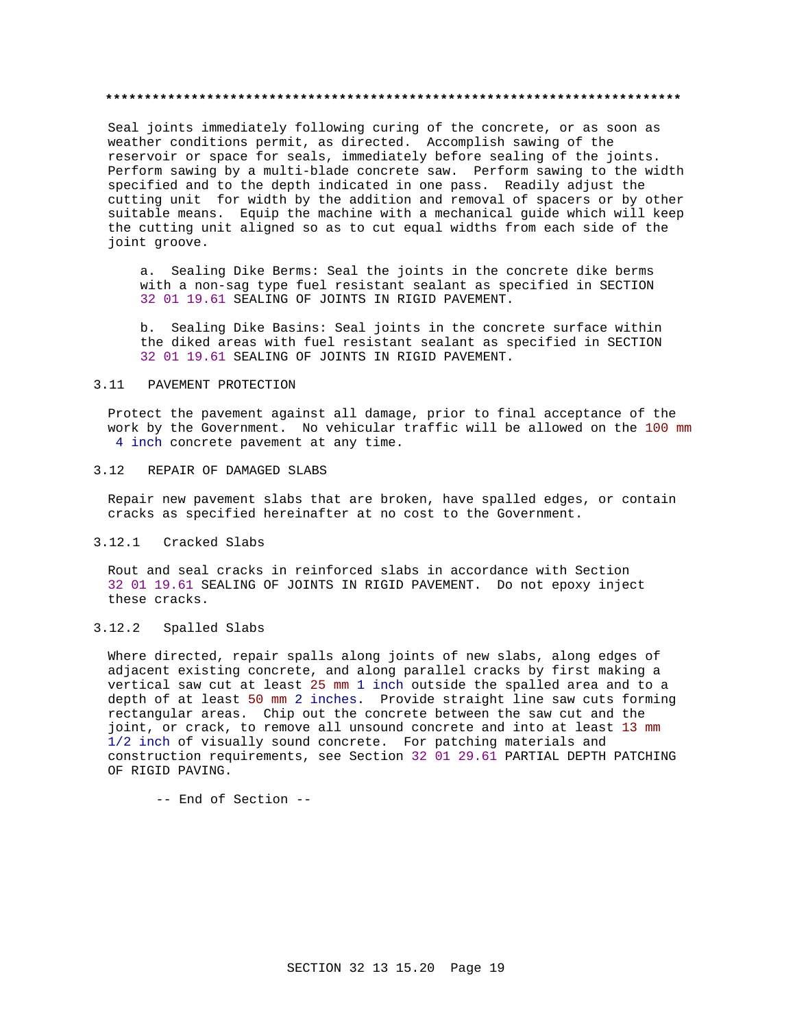**************************************************************************

Seal joints immediately following curing of the concrete, or as soon as weather conditions permit, as directed. Accomplish sawing of the reservoir or space for seals, immediately before sealing of the joints. Perform sawing by a multi-blade concrete saw. Perform sawing to the width specified and to the depth indicated in one pass. Readily adjust the cutting unit for width by the addition and removal of spacers or by other suitable means. Equip the machine with a mechanical guide which will keep the cutting unit aligned so as to cut equal widths from each side of the joint groove.

a. Sealing Dike Berms: Seal the joints in the concrete dike berms with a non-sag type fuel resistant sealant as specified in SECTION 32 01 19.61 SEALING OF JOINTS IN RIGID PAVEMENT.

b. Sealing Dike Basins: Seal joints in the concrete surface within the diked areas with fuel resistant sealant as specified in SECTION 32 01 19.61 SEALING OF JOINTS IN RIGID PAVEMENT.

## 3.11 PAVEMENT PROTECTION

Protect the pavement against all damage, prior to final acceptance of the work by the Government. No vehicular traffic will be allowed on the 100 mm 4 inch concrete pavement at any time.

## 3.12 REPAIR OF DAMAGED SLABS

Repair new pavement slabs that are broken, have spalled edges, or contain cracks as specified hereinafter at no cost to the Government.

### 3.12.1 Cracked Slabs

Rout and seal cracks in reinforced slabs in accordance with Section 32 01 19.61 SEALING OF JOINTS IN RIGID PAVEMENT. Do not epoxy inject these cracks.

### 3.12.2 Spalled Slabs

Where directed, repair spalls along joints of new slabs, along edges of adjacent existing concrete, and along parallel cracks by first making a vertical saw cut at least 25 mm 1 inch outside the spalled area and to a depth of at least 50 mm 2 inches. Provide straight line saw cuts forming rectangular areas. Chip out the concrete between the saw cut and the joint, or crack, to remove all unsound concrete and into at least 13 mm 1/2 inch of visually sound concrete. For patching materials and construction requirements, see Section 32 01 29.61 PARTIAL DEPTH PATCHING OF RIGID PAVING.

-- End of Section --